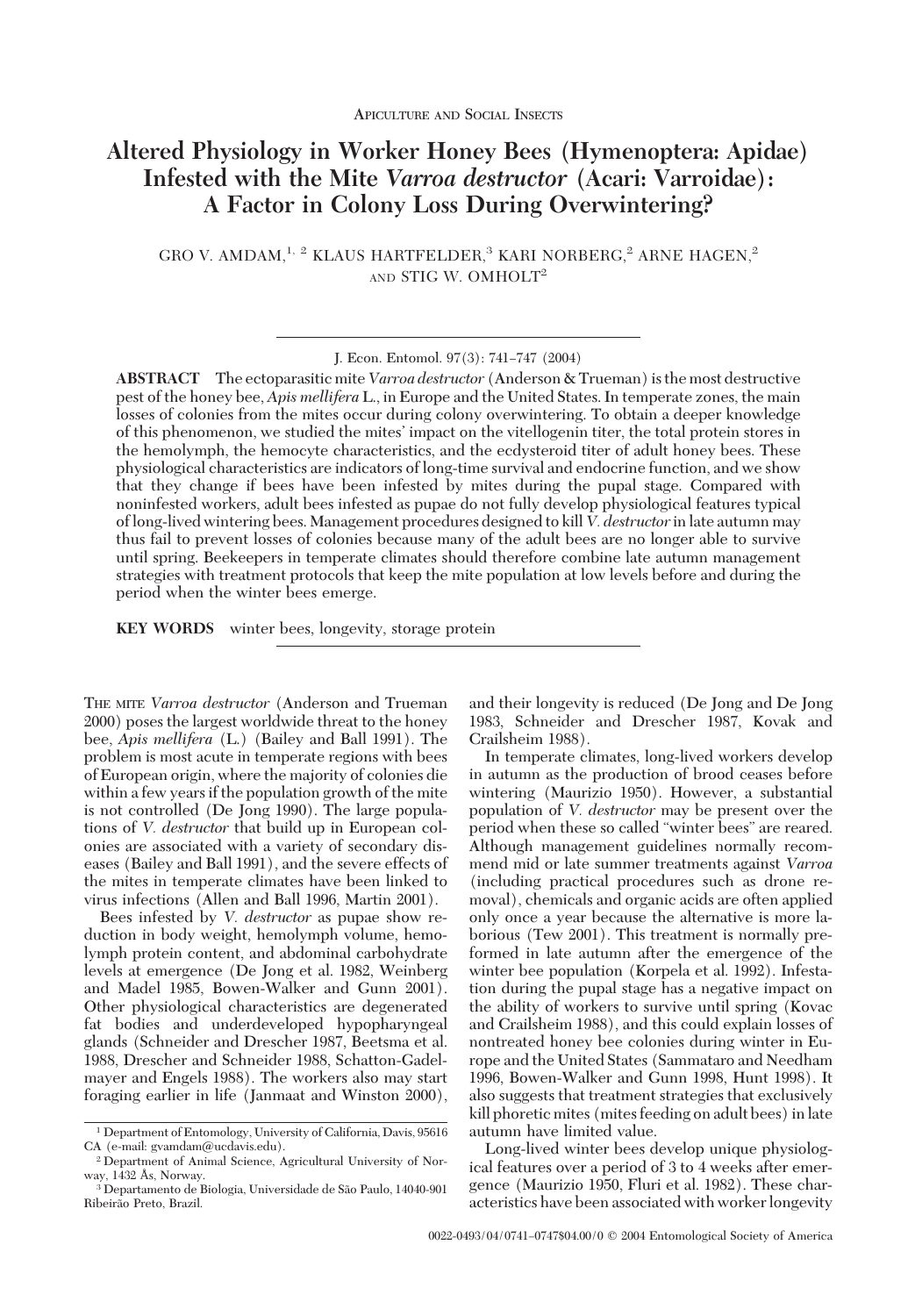Apiculture and Social Insects

# Altered Physiology in Worker Honey Bees (Hymenoptera: Apidae) Infested with the Mite *Varroa destructor* (Acari: Varroidae): A Factor in Colony Loss During Overwintering?

GRO V. AMDAM,[1, 2] KLAUS HARTFELDER,[3] KARI NORBERG,[2] ARNE HAGEN,[2] AND STIG W. OMHOLT[2]

J. Econ. Entomol. 97(3): 741–747 (2004)

**ABSTRACT** The ectoparasitic mite *Varroa destructor* (Anderson & Trueman) is the most destructive pest of the honey bee, *Apis mellifera* L., in Europe and the United States. In temperate zones, the main losses of colonies from the mites occur during colony overwintering. To obtain a deeper knowledge of this phenomenon, we studied the mites' impact on the vitellogenin titer, the total protein stores in the hemolymph, the hemocyte characteristics, and the ecdysteroid titer of adult honey bees. These physiological characteristics are indicators of long-time survival and endocrine function, and we show that they change if bees have been infested by mites during the pupal stage. Compared with noninfested workers, adult bees infested as pupae do not fully develop physiological features typical of long-lived wintering bees. Management procedures designed to kill *V. destructor* in late autumn may thus fail to prevent losses of colonies because many of the adult bees are no longer able to survive until spring. Beekeepers in temperate climates should therefore combine late autumn management strategies with treatment protocols that keep the mite population at low levels before and during the period when the winter bees emerge.

**KEY WORDS** winter bees, longevity, storage protein

The mite *Varroa destructor* (Anderson and Trueman 2000) poses the largest worldwide threat to the honey bee, *Apis mellifera* (L.) (Bailey and Ball 1991). The problem is most acute in temperate regions with bees of European origin, where the majority of colonies die within a few years if the population growth of the mite is not controlled (De Jong 1990). The large populations of *V. destructor* that build up in European colonies are associated with a variety of secondary diseases (Bailey and Ball 1991), and the severe effects of the mites in temperate climates have been linked to virus infections (Allen and Ball 1996, Martin 2001).

Bees infested by *V. destructor* as pupae show reduction in body weight, hemolymph volume, hemolymph protein content, and abdominal carbohydrate levels at emergence (De Jong et al. 1982, Weinberg and Madel 1985, Bowen-Walker and Gunn 2001). Other physiological characteristics are degenerated fat bodies and underdeveloped hypopharyngeal glands (Schneider and Drescher 1987, Beetsma et al. 1988, Drescher and Schneider 1988, Schatton-Gadelmayer and Engels 1988). The workers also may start foraging earlier in life (Janmaat and Winston 2000), and their longevity is reduced (De Jong and De Jong 1983, Schneider and Drescher 1987, Kovak and Crailsheim 1988).

In temperate climates, long-lived workers develop in autumn as the production of brood ceases before wintering (Maurizio 1950). However, a substantial population of *V. destructor* may be present over the period when these so called "winter bees" are reared. Although management guidelines normally recommend mid or late summer treatments against *Varroa* (including practical procedures such as drone removal), chemicals and organic acids are often applied only once a year because the alternative is more laborious (Tew 2001). This treatment is normally preformed in late autumn after the emergence of the winter bee population (Korpela et al. 1992). Infestation during the pupal stage has a negative impact on the ability of workers to survive until spring (Kovac and Crailsheim 1988), and this could explain losses of nontreated honey bee colonies during winter in Europe and the United States (Sammataro and Needham 1996, Bowen-Walker and Gunn 1998, Hunt 1998). It also suggests that treatment strategies that exclusively kill phoretic mites (mites feeding on adult bees) in late autumn have limited value.

Long-lived winter bees develop unique physiological features over a period of 3 to 4 weeks after emergence (Maurizio 1950, Fluri et al. 1982). These characteristics have been associated with worker longevity

[1] Department of Entomology, University of California, Davis, 95616 CA (e-mail: gvamdam@ucdavis.edu).

[2] Department of Animal Science, Agricultural University of Norway, 1432 Ås, Norway.

[3] Departamento de Biologia, Universidade de São Paulo, 14040-901 Ribeirão Preto, Brazil.

0022-0493/04/0741–0747$04.00/0 © 2004 Entomological Society of America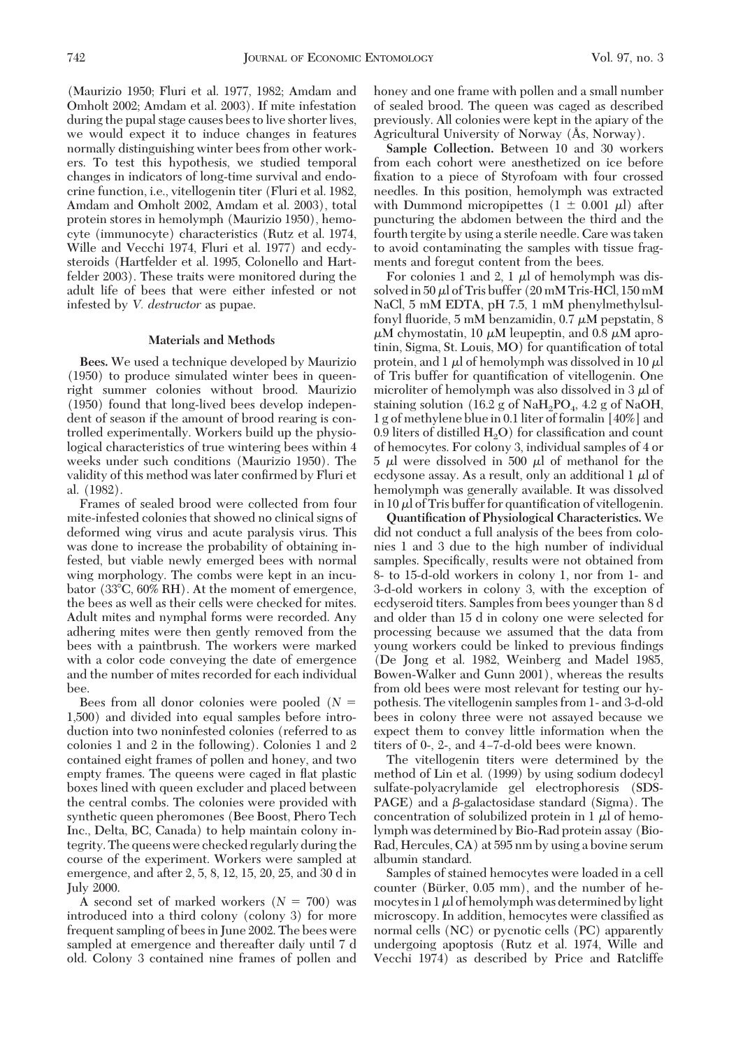(Maurizio 1950; Fluri et al. 1977, 1982; Amdam and Omholt 2002; Amdam et al. 2003). If mite infestation during the pupal stage causes bees to live shorter lives, we would expect it to induce changes in features normally distinguishing winter bees from other workers. To test this hypothesis, we studied temporal changes in indicators of long-time survival and endocrine function, i.e., vitellogenin titer (Fluri et al. 1982, Amdam and Omholt 2002, Amdam et al. 2003), total protein stores in hemolymph (Maurizio 1950), hemocyte (immunocyte) characteristics (Rutz et al. 1974, Wille and Vecchi 1974, Fluri et al. 1977) and ecdysteroids (Hartfelder et al. 1995, Colonello and Hartfelder 2003). These traits were monitored during the adult life of bees that were either infested or not infested by *V. destructor* as pupae.

## Materials and Methods

**Bees.** We used a technique developed by Maurizio (1950) to produce simulated winter bees in queenright summer colonies without brood. Maurizio (1950) found that long-lived bees develop independent of season if the amount of brood rearing is controlled experimentally. Workers build up the physiological characteristics of true wintering bees within 4 weeks under such conditions (Maurizio 1950). The validity of this method was later confirmed by Fluri et al. (1982).

Frames of sealed brood were collected from four mite-infested colonies that showed no clinical signs of deformed wing virus and acute paralysis virus. This was done to increase the probability of obtaining infested, but viable newly emerged bees with normal wing morphology. The combs were kept in an incubator (33°C, 60% RH). At the moment of emergence, the bees as well as their cells were checked for mites. Adult mites and nymphal forms were recorded. Any adhering mites were then gently removed from the bees with a paintbrush. The workers were marked with a color code conveying the date of emergence and the number of mites recorded for each individual bee.

Bees from all donor colonies were pooled ($N = 1,500$) and divided into equal samples before introduction into two noninfested colonies (referred to as colonies 1 and 2 in the following). Colonies 1 and 2 contained eight frames of pollen and honey, and two empty frames. The queens were caged in flat plastic boxes lined with queen excluder and placed between the central combs. The colonies were provided with synthetic queen pheromones (Bee Boost, Phero Tech Inc., Delta, BC, Canada) to help maintain colony integrity. The queens were checked regularly during the course of the experiment. Workers were sampled at emergence, and after 2, 5, 8, 12, 15, 20, 25, and 30 d in July 2000.

A second set of marked workers ($N = 700$) was introduced into a third colony (colony 3) for more frequent sampling of bees in June 2002. The bees were sampled at emergence and thereafter daily until 7 d old. Colony 3 contained nine frames of pollen and honey and one frame with pollen and a small number of sealed brood. The queen was caged as described previously. All colonies were kept in the apiary of the Agricultural University of Norway (Ås, Norway).

**Sample Collection.** Between 10 and 30 workers from each cohort were anesthetized on ice before fixation to a piece of Styrofoam with four crossed needles. In this position, hemolymph was extracted with Dummond micropipettes ($1 \pm 0.001$ µl) after puncturing the abdomen between the third and the fourth tergite by using a sterile needle. Care was taken to avoid contaminating the samples with tissue fragments and foregut content from the bees.

For colonies 1 and 2, 1 µl of hemolymph was dissolved in 50 µl of Tris buffer (20 mM Tris-HCl, 150 mM NaCl, 5 mM EDTA, pH 7.5, 1 mM phenylmethylsulfonyl fluoride, 5 mM benzamidin, 0.7 µM pepstatin, 8 µM chymostatin, 10 µM leupeptin, and 0.8 µM aprotinin, Sigma, St. Louis, MO) for quantification of total protein, and 1 µl of hemolymph was dissolved in 10 µl of Tris buffer for quantification of vitellogenin. One microliter of hemolymph was also dissolved in 3 µl of staining solution (16.2 g of $NaH_2PO_4$, 4.2 g of NaOH, 1 g of methylene blue in 0.1 liter of formalin [40%] and 0.9 liters of distilled $H_2O$) for classification and count of hemocytes. For colony 3, individual samples of 4 or 5 µl were dissolved in 500 µl of methanol for the ecdysone assay. As a result, only an additional 1 µl of hemolymph was generally available. It was dissolved in 10 µl of Tris buffer for quantification of vitellogenin.

**Quantification of Physiological Characteristics.** We did not conduct a full analysis of the bees from colonies 1 and 3 due to the high number of individual samples. Specifically, results were not obtained from 8- to 15-d-old workers in colony 1, nor from 1- and 3-d-old workers in colony 3, with the exception of ecdyseroid titers. Samples from bees younger than 8 d and older than 15 d in colony one were selected for processing because we assumed that the data from young workers could be linked to previous findings (De Jong et al. 1982, Weinberg and Madel 1985, Bowen-Walker and Gunn 2001), whereas the results from old bees were most relevant for testing our hypothesis. The vitellogenin samples from 1- and 3-d-old bees in colony three were not assayed because we expect them to convey little information when the titers of 0-, 2-, and 4–7-d-old bees were known.

The vitellogenin titers were determined by the method of Lin et al. (1999) by using sodium dodecyl sulfate-polyacrylamide gel electrophoresis (SDS-PAGE) and a β-galactosidase standard (Sigma). The concentration of solubilized protein in 1 µl of hemolymph was determined by Bio-Rad protein assay (Bio-Rad, Hercules, CA) at 595 nm by using a bovine serum albumin standard.

Samples of stained hemocytes were loaded in a cell counter (Bürker, 0.05 mm), and the number of hemocytes in 1 µl of hemolymph was determined by light microscopy. In addition, hemocytes were classified as normal cells (NC) or pycnotic cells (PC) apparently undergoing apoptosis (Rutz et al. 1974, Wille and Vecchi 1974) as described by Price and Ratcliffe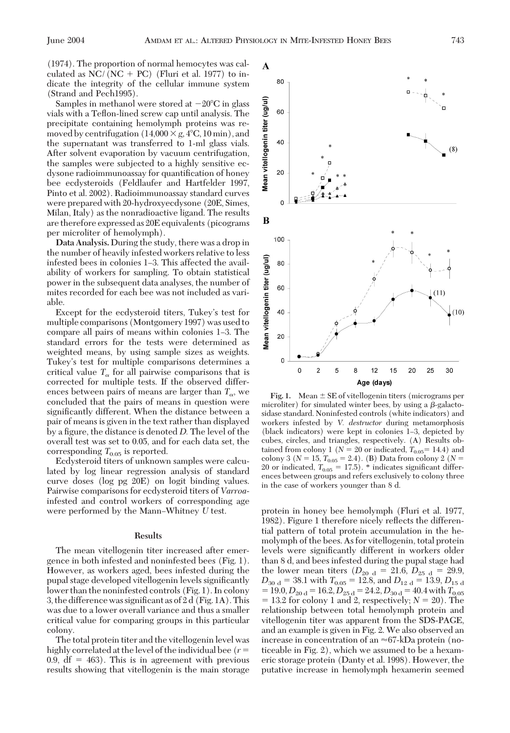(1974). The proportion of normal hemocytes was calculated as NC/(NC + PC) (Fluri et al. 1977) to indicate the integrity of the cellular immune system (Strand and Pech1995).

Samples in methanol were stored at −20°C in glass vials with a Teflon-lined screw cap until analysis. The precipitate containing hemolymph proteins was removed by centrifugation (14,000 × g, 4°C, 10 min), and the supernatant was transferred to 1-ml glass vials. After solvent evaporation by vacuum centrifugation, the samples were subjected to a highly sensitive ecdysone radioimmunoassay for quantification of honey bee ecdysteroids (Feldlaufer and Hartfelder 1997, Pinto et al. 2002). Radioimmunoassay standard curves were prepared with 20-hydroxyecdysone (20E, Simes, Milan, Italy) as the nonradioactive ligand. The results are therefore expressed as 20E equivalents (picograms per microliter of hemolymph).

**Data Analysis.** During the study, there was a drop in the number of heavily infested workers relative to less infested bees in colonies 1–3. This affected the availability of workers for sampling. To obtain statistical power in the subsequent data analyses, the number of mites recorded for each bee was not included as variable.

Except for the ecdysteroid titers, Tukey's test for multiple comparisons (Montgomery 1997) was used to compare all pairs of means within colonies 1–3. The standard errors for the tests were determined as weighted means, by using sample sizes as weights. Tukey's test for multiple comparisons determines a critical value $T_\alpha$ for all pairwise comparisons that is corrected for multiple tests. If the observed differences between pairs of means are larger than $T_\alpha$, we concluded that the pairs of means in question were significantly different. When the distance between a pair of means is given in the text rather than displayed by a figure, the distance is denoted *D*. The level of the overall test was set to 0.05, and for each data set, the corresponding $T_{0.05}$ is reported.

Ecdysteroid titers of unknown samples were calculated by log linear regression analysis of standard curve doses (log pg 20E) on logit binding values. Pairwise comparisons for ecdysteroid titers of *Varroa*-infested and control workers of corresponding age were performed by the Mann–Whitney *U* test.

## Results

The mean vitellogenin titer increased after emergence in both infested and noninfested bees (Fig. 1). However, as workers aged, bees infested during the pupal stage developed vitellogenin levels significantly lower than the noninfested controls (Fig. 1). In colony 3, the difference was significant as of 2 d (Fig. 1A). This was due to a lower overall variance and thus a smaller critical value for comparing groups in this particular colony.

The total protein titer and the vitellogenin level was highly correlated at the level of the individual bee ($r = 0.9$, df = 463). This is in agreement with previous results showing that vitellogenin is the main storage protein in honey bee hemolymph (Fluri et al. 1977, 1982). Figure 1 therefore nicely reflects the differential pattern of total protein accumulation in the hemolymph of the bees. As for vitellogenin, total protein levels were significantly different in workers older than 8 d, and bees infested during the pupal stage had the lower mean titers ($D_{20\text{ d}} = 21.6$, $D_{25\text{ d}} = 29.9$, $D_{30\text{ d}} = 38.1$ with $T_{0.05} = 12.8$, and $D_{12\text{ d}} = 13.9$, $D_{15\text{ d}} = 19.0$, $D_{20\text{ d}} = 16.2$, $D_{25\text{ d}} = 24.2$, $D_{30\text{ d}} = 40.4$ with $T_{0.05} = 13.2$ for colony 1 and 2, respectively; $N = 20$). The relationship between total hemolymph protein and vitellogenin titer was apparent from the SDS-PAGE, and an example is given in Fig. 2. We also observed an increase in concentration of an ≈67-kDa protein (noticeable in Fig. 2), which we assumed to be a hexameric storage protein (Danty et al. 1998). However, the putative increase in hemolymph hexamerin seemed

**Fig. 1.** Mean ± SE of vitellogenin titers (micrograms per microliter) for simulated winter bees, by using a β-galactosidase standard. Noninfested controls (white indicators) and workers infested by *V. destructor* during metamorphosis (black indicators) were kept in colonies 1–3, depicted by cubes, circles, and triangles, respectively. (A) Results obtained from colony 1 ($N = 20$ or indicated, $T_{0.05} = 14.4$) and colony 3 ($N = 15$, $T_{0.05} = 2.4$). (B) Data from colony 2 ($N = 20$ or indicated, $T_{0.05} = 17.5$). * indicates significant differences between groups and refers exclusively to colony three in the case of workers younger than 8 d.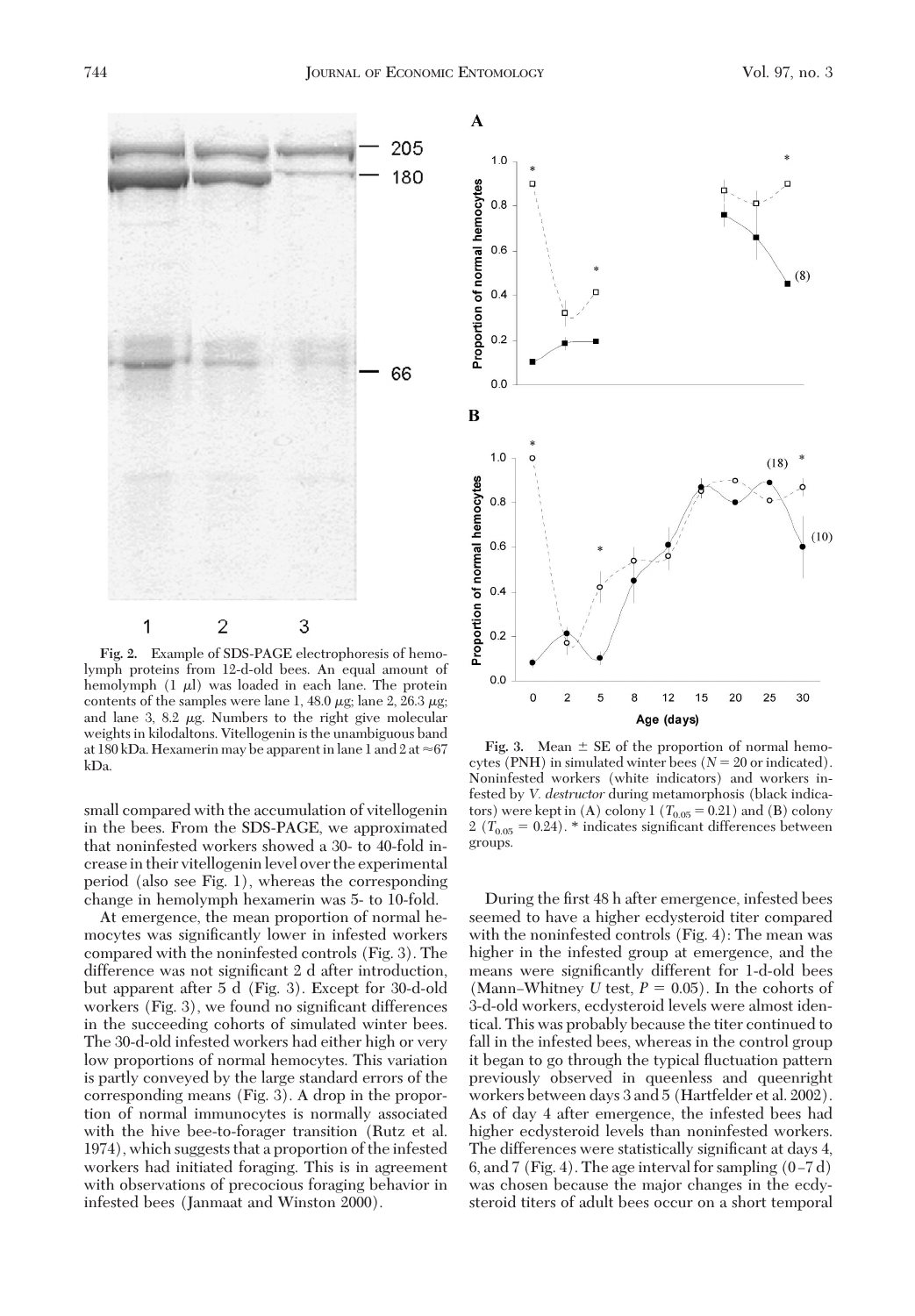Fig. 2. Example of SDS-PAGE electrophoresis of hemolymph proteins from 12-d-old bees. An equal amount of hemolymph (1 $\mu$l) was loaded in each lane. The protein contents of the samples were lane 1, 48.0 $\mu$g; lane 2, 26.3 $\mu$g; and lane 3, 8.2 $\mu$g. Numbers to the right give molecular weights in kilodaltons. Vitellogenin is the unambiguous band at 180 kDa. Hexamerin may be apparent in lane 1 and 2 at ≈67 kDa.

Fig. 3. Mean ± SE of the proportion of normal hemocytes (PNH) in simulated winter bees ($N = 20$ or indicated). Noninfested workers (white indicators) and workers infested by *V. destructor* during metamorphosis (black indicators) were kept in (A) colony 1 ($T_{0.05} = 0.21$) and (B) colony 2 ($T_{0.05} = 0.24$). * indicates significant differences between groups.

small compared with the accumulation of vitellogenin in the bees. From the SDS-PAGE, we approximated that noninfested workers showed a 30- to 40-fold increase in their vitellogenin level over the experimental period (also see Fig. 1), whereas the corresponding change in hemolymph hexamerin was 5- to 10-fold.

At emergence, the mean proportion of normal hemocytes was significantly lower in infested workers compared with the noninfested controls (Fig. 3). The difference was not significant 2 d after introduction, but apparent after 5 d (Fig. 3). Except for 30-d-old workers (Fig. 3), we found no significant differences in the succeeding cohorts of simulated winter bees. The 30-d-old infested workers had either high or very low proportions of normal hemocytes. This variation is partly conveyed by the large standard errors of the corresponding means (Fig. 3). A drop in the proportion of normal immunocytes is normally associated with the hive bee-to-forager transition (Rutz et al. 1974), which suggests that a proportion of the infested workers had initiated foraging. This is in agreement with observations of precocious foraging behavior in infested bees (Janmaat and Winston 2000).

During the first 48 h after emergence, infested bees seemed to have a higher ecdysteroid titer compared with the noninfested controls (Fig. 4): The mean was higher in the infested group at emergence, and the means were significantly different for 1-d-old bees (Mann–Whitney *U* test, $P = 0.05$). In the cohorts of 3-d-old workers, ecdysteroid levels were almost identical. This was probably because the titer continued to fall in the infested bees, whereas in the control group it began to go through the typical fluctuation pattern previously observed in queenless and queenright workers between days 3 and 5 (Hartfelder et al. 2002). As of day 4 after emergence, the infested bees had higher ecdysteroid levels than noninfested workers. The differences were statistically significant at days 4, 6, and 7 (Fig. 4). The age interval for sampling (0–7 d) was chosen because the major changes in the ecdysteroid titers of adult bees occur on a short temporal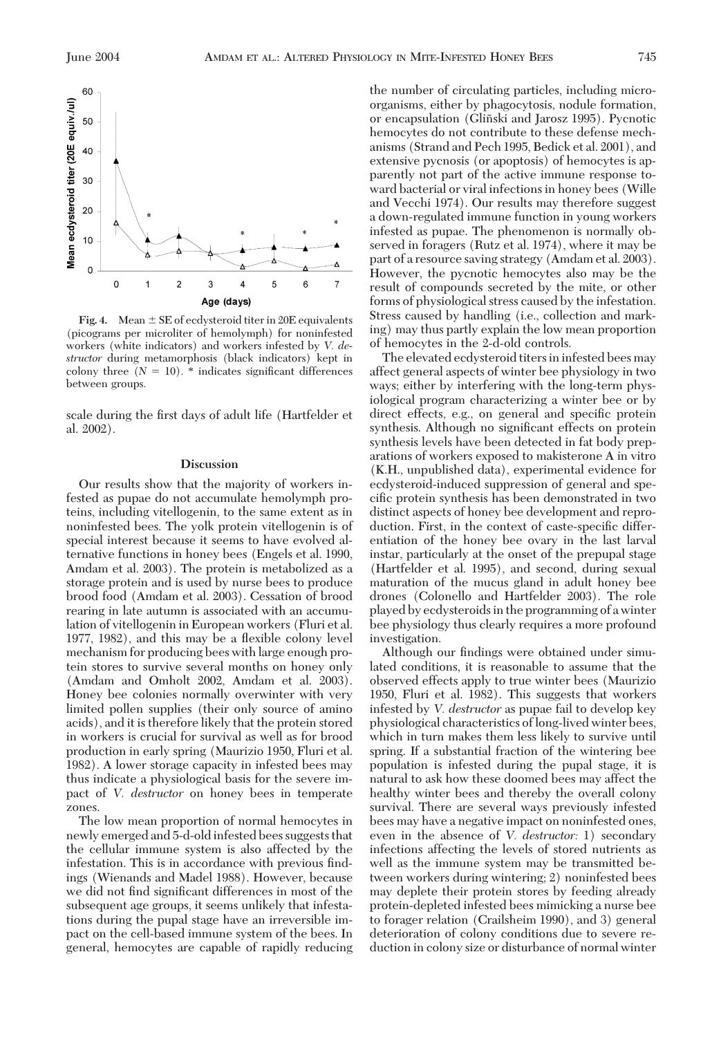Fig. 4. Mean ± SE of ecdysteroid titer in 20E equivalents (picograms per microliter of hemolymph) for noninfested workers (white indicators) and workers infested by *V. destructor* during metamorphosis (black indicators) kept in colony three ($N = 10$). * indicates significant differences between groups.

scale during the first days of adult life (Hartfelder et al. 2002).

## Discussion

Our results show that the majority of workers infested as pupae do not accumulate hemolymph proteins, including vitellogenin, to the same extent as in noninfested bees. The yolk protein vitellogenin is of special interest because it seems to have evolved alternative functions in honey bees (Engels et al. 1990, Amdam et al. 2003). The protein is metabolized as a storage protein and is used by nurse bees to produce brood food (Amdam et al. 2003). Cessation of brood rearing in late autumn is associated with an accumulation of vitellogenin in European workers (Fluri et al. 1977, 1982), and this may be a flexible colony level mechanism for producing bees with large enough protein stores to survive several months on honey only (Amdam and Omholt 2002, Amdam et al. 2003). Honey bee colonies normally overwinter with very limited pollen supplies (their only source of amino acids), and it is therefore likely that the protein stored in workers is crucial for survival as well as for brood production in early spring (Maurizio 1950, Fluri et al. 1982). A lower storage capacity in infested bees may thus indicate a physiological basis for the severe impact of *V. destructor* on honey bees in temperate zones.

The low mean proportion of normal hemocytes in newly emerged and 5-d-old infested bees suggests that the cellular immune system is also affected by the infestation. This is in accordance with previous findings (Wienands and Madel 1988). However, because we did not find significant differences in most of the subsequent age groups, it seems unlikely that infestations during the pupal stage have an irreversible impact on the cell-based immune system of the bees. In general, hemocytes are capable of rapidly reducing the number of circulating particles, including microorganisms, either by phagocytosis, nodule formation, or encapsulation (Gliński and Jarosz 1995). Pycnotic hemocytes do not contribute to these defense mechanisms (Strand and Pech 1995, Bedick et al. 2001), and extensive pycnosis (or apoptosis) of hemocytes is apparently not part of the active immune response toward bacterial or viral infections in honey bees (Wille and Vecchi 1974). Our results may therefore suggest a down-regulated immune function in young workers infested as pupae. The phenomenon is normally observed in foragers (Rutz et al. 1974), where it may be part of a resource saving strategy (Amdam et al. 2003). However, the pycnotic hemocytes also may be the result of compounds secreted by the mite, or other forms of physiological stress caused by the infestation. Stress caused by handling (i.e., collection and marking) may thus partly explain the low mean proportion of hemocytes in the 2-d-old controls.

The elevated ecdysteroid titers in infested bees may affect general aspects of winter bee physiology in two ways; either by interfering with the long-term physiological program characterizing a winter bee or by direct effects, e.g., on general and specific protein synthesis. Although no significant effects on protein synthesis levels have been detected in fat body preparations of workers exposed to makisterone A in vitro (K.H., unpublished data), experimental evidence for ecdysteroid-induced suppression of general and specific protein synthesis has been demonstrated in two distinct aspects of honey bee development and reproduction. First, in the context of caste-specific differentiation of the honey bee ovary in the last larval instar, particularly at the onset of the prepupal stage (Hartfelder et al. 1995), and second, during sexual maturation of the mucus gland in adult honey bee drones (Colonello and Hartfelder 2003). The role played by ecdysteroids in the programming of a winter bee physiology thus clearly requires a more profound investigation.

Although our findings were obtained under simulated conditions, it is reasonable to assume that the observed effects apply to true winter bees (Maurizio 1950, Fluri et al. 1982). This suggests that workers infested by *V. destructor* as pupae fail to develop key physiological characteristics of long-lived winter bees, which in turn makes them less likely to survive until spring. If a substantial fraction of the wintering bee population is infested during the pupal stage, it is natural to ask how these doomed bees may affect the healthy winter bees and thereby the overall colony survival. There are several ways previously infested bees may have a negative impact on noninfested ones, even in the absence of *V. destructor:* 1) secondary infections affecting the levels of stored nutrients as well as the immune system may be transmitted between workers during wintering; 2) noninfested bees may deplete their protein stores by feeding already protein-depleted infested bees mimicking a nurse bee to forager relation (Crailsheim 1990), and 3) general deterioration of colony conditions due to severe reduction in colony size or disturbance of normal winter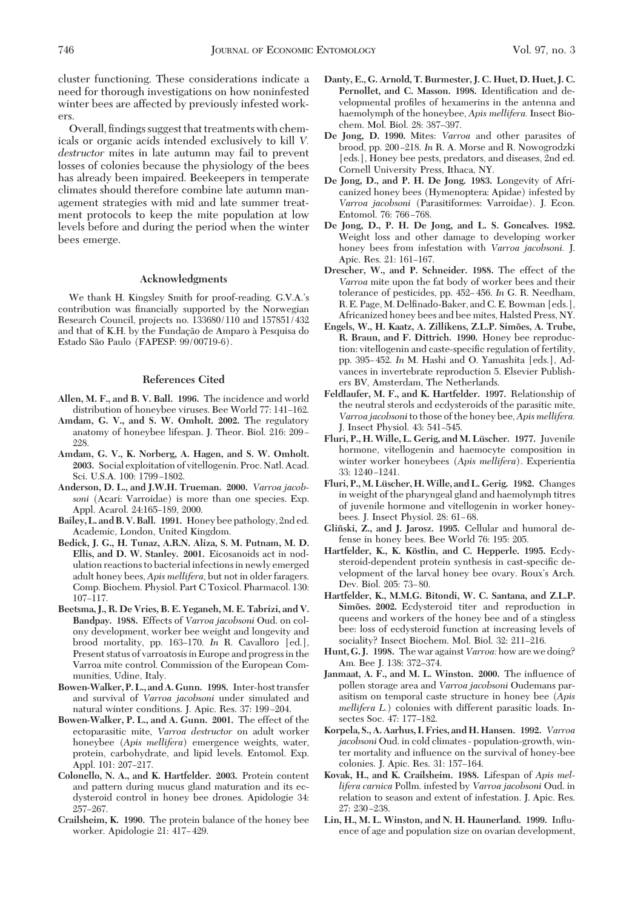cluster functioning. These considerations indicate a need for thorough investigations on how noninfested winter bees are affected by previously infested workers.

Overall, findings suggest that treatments with chemicals or organic acids intended exclusively to kill *V. destructor* mites in late autumn may fail to prevent losses of colonies because the physiology of the bees has already been impaired. Beekeepers in temperate climates should therefore combine late autumn management strategies with mid and late summer treatment protocols to keep the mite population at low levels before and during the period when the winter bees emerge.

## Acknowledgments

We thank H. Kingsley Smith for proof-reading. G.V.A.'s contribution was financially supported by the Norwegian Research Council, projects no. 133680/110 and 157851/432 and that of K.H. by the Fundação de Amparo à Pesquisa do Estado São Paulo (FAPESP: 99/00719-6).

## References Cited

**Allen, M. F., and B. V. Ball. 1996.** The incidence and world distribution of honeybee viruses. Bee World 77: 141–162.

**Amdam, G. V., and S. W. Omholt. 2002.** The regulatory anatomy of honeybee lifespan. J. Theor. Biol. 216: 209–228.

**Amdam, G. V., K. Norberg, A. Hagen, and S. W. Omholt. 2003.** Social exploitation of vitellogenin. Proc. Natl. Acad. Sci. U.S.A. 100: 1799–1802.

**Anderson, D. L., and J.W.H. Trueman. 2000.** *Varroa jacobsoni* (Acari: Varroidae) is more than one species. Exp. Appl. Acarol. 24:165–189, 2000.

**Bailey, L. and B. V. Ball. 1991.** Honey bee pathology, 2nd ed. Academic, London, United Kingdom.

**Bedick, J. G., H. Tunaz, A.R.N. Aliza, S. M. Putnam, M. D. Ellis, and D. W. Stanley. 2001.** Eicosanoids act in nodulation reactions to bacterial infections in newly emerged adult honey bees, *Apis mellifera*, but not in older foragers. Comp. Biochem. Physiol. Part C Toxicol. Pharmacol. 130: 107–117.

**Beetsma, J., R. De Vries, B. E. Yeganeh, M. E. Tabrizi, and V. Bandpay. 1988.** Effects of *Varroa jacobsoni* Oud. on colony development, worker bee weight and longevity and brood mortality, pp. 163–170. *In* R. Cavalloro [ed.], Present status of varroatosis in Europe and progress in the Varroa mite control. Commission of the European Communities, Udine, Italy.

**Bowen-Walker, P. L., and A. Gunn. 1998.** Inter-host transfer and survival of *Varroa jacobsoni* under simulated and natural winter conditions. J. Apic. Res. 37: 199–204.

**Bowen-Walker, P. L., and A. Gunn. 2001.** The effect of the ectoparasitic mite, *Varroa destructor* on adult worker honeybee (*Apis mellifera*) emergence weights, water, protein, carbohydrate, and lipid levels. Entomol. Exp. Appl. 101: 207–217.

**Colonello, N. A., and K. Hartfelder. 2003.** Protein content and pattern during mucus gland maturation and its ecdysteroid control in honey bee drones. Apidologie 34: 257–267.

**Crailsheim, K. 1990.** The protein balance of the honey bee worker. Apidologie 21: 417–429.

**Danty, E., G. Arnold, T. Burmester, J. C. Huet, D. Huet, J. C. Pernollet, and C. Masson. 1998.** Identification and developmental profiles of hexamerins in the antenna and haemolymph of the honeybee, *Apis mellifera.* Insect Biochem. Mol. Biol. 28: 387–397.

**De Jong, D. 1990.** Mites: *Varroa* and other parasites of brood, pp. 200–218. *In* R. A. Morse and R. Nowogrodzki [eds.], Honey bee pests, predators, and diseases, 2nd ed. Cornell University Press, Ithaca, NY.

**De Jong, D., and P. H. De Jong. 1983.** Longevity of Africanized honey bees (Hymenoptera: Apidae) infested by *Varroa jacobsoni* (Parasitiformes: Varroidae). J. Econ. Entomol. 76: 766–768.

**De Jong, D., P. H. De Jong, and L. S. Goncalves. 1982.** Weight loss and other damage to developing worker honey bees from infestation with *Varroa jacobsoni.* J. Apic. Res. 21: 161–167.

**Drescher, W., and P. Schneider. 1988.** The effect of the *Varroa* mite upon the fat body of worker bees and their tolerance of pesticides, pp. 452–456. *In* G. R. Needham, R. E. Page, M. Delfinado-Baker, and C. E. Bowman [eds.], Africanized honey bees and bee mites, Halsted Press, NY.

**Engels, W., H. Kaatz, A. Zillikens, Z.L.P. Simões, A. Trube, R. Braun, and F. Dittrich. 1990.** Honey bee reproduction: vitellogenin and caste-specific regulation of fertility, pp. 395–452. *In* M. Hashi and O. Yamashita [eds.], Advances in invertebrate reproduction 5. Elsevier Publishers BV, Amsterdam, The Netherlands.

**Feldlaufer, M. F., and K. Hartfelder. 1997.** Relationship of the neutral sterols and ecdysteroids of the parasitic mite, *Varroa jacobsoni* to those of the honey bee, *Apis mellifera.* J. Insect Physiol. 43: 541–545.

**Fluri, P., H. Wille, L. Gerig, and M. Lüscher. 1977.** Juvenile hormone, vitellogenin and haemocyte composition in winter worker honeybees (*Apis mellifera*). Experientia 33: 1240–1241.

**Fluri, P., M. Lüscher, H. Wille, and L. Gerig. 1982.** Changes in weight of the pharyngeal gland and haemolymph titres of juvenile hormone and vitellogenin in worker honeybees. J. Insect Physiol. 28: 61–68.

**Gliñski, Z., and J. Jarosz. 1995.** Cellular and humoral defense in honey bees. Bee World 76: 195: 205.

**Hartfelder, K., K. Köstlin, and C. Hepperle. 1995.** Ecdysteroid-dependent protein synthesis in caste-specific development of the larval honey bee ovary. Roux's Arch. Dev. Biol. 205: 73–80.

**Hartfelder, K., M.M.G. Bitondi, W. C. Santana, and Z.L.P. Simões. 2002.** Ecdysteroid titer and reproduction in queens and workers of the honey bee and of a stingless bee: loss of ecdysteroid function at increasing levels of sociality? Insect Biochem. Mol. Biol. 32: 211–216.

**Hunt, G. J. 1998.** The war against *Varroa:* how are we doing? Am. Bee J. 138: 372–374.

**Janmaat, A. F., and M. L. Winston. 2000.** The influence of pollen storage area and *Varroa jacobsoni* Oudemans parasitism on temporal caste structure in honey bee (*Apis mellifera L.*) colonies with different parasitic loads. Insectes Soc. 47: 177–182.

**Korpela, S., A. Aarhus, I. Fries, and H. Hansen. 1992.** *Varroa jacobsoni* Oud. in cold climates - population-growth, winter mortality and influence on the survival of honey-bee colonies. J. Apic. Res. 31: 157–164.

**Kovak, H., and K. Crailsheim. 1988.** Lifespan of *Apis mellifera carnica* Pollm. infested by *Varroa jacobsoni* Oud. in relation to season and extent of infestation. J. Apic. Res. 27: 230–238.

**Lin, H., M. L. Winston, and N. H. Haunerland. 1999.** Influence of age and population size on ovarian development,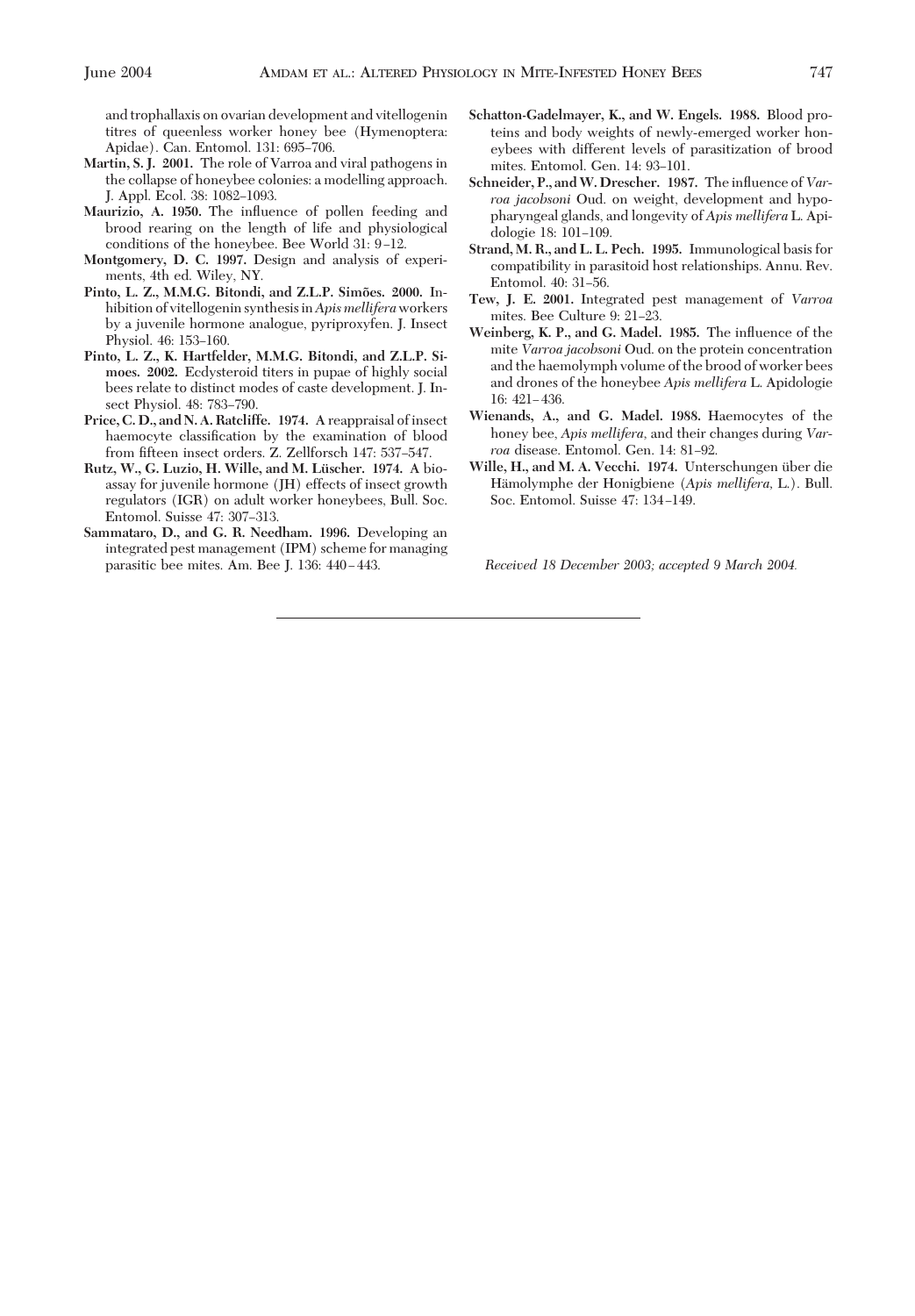and trophallaxis on ovarian development and vitellogenin titres of queenless worker honey bee (Hymenoptera: Apidae). Can. Entomol. 131: 695–706.

**Martin, S. J. 2001.** The role of Varroa and viral pathogens in the collapse of honeybee colonies: a modelling approach. J. Appl. Ecol. 38: 1082–1093.

**Maurizio, A. 1950.** The influence of pollen feeding and brood rearing on the length of life and physiological conditions of the honeybee. Bee World 31: 9–12.

**Montgomery, D. C. 1997.** Design and analysis of experiments, 4th ed. Wiley, NY.

**Pinto, L. Z., M.M.G. Bitondi, and Z.L.P. Simões. 2000.** Inhibition of vitellogenin synthesis in *Apis mellifera* workers by a juvenile hormone analogue, pyriproxyfen. J. Insect Physiol. 46: 153–160.

**Pinto, L. Z., K. Hartfelder, M.M.G. Bitondi, and Z.L.P. Simoes. 2002.** Ecdysteroid titers in pupae of highly social bees relate to distinct modes of caste development. J. Insect Physiol. 48: 783–790.

**Price, C. D., and N. A. Ratcliffe. 1974.** A reappraisal of insect haemocyte classification by the examination of blood from fifteen insect orders. Z. Zellforsch 147: 537–547.

**Rutz, W., G. Luzio, H. Wille, and M. Lüscher. 1974.** A bioassay for juvenile hormone (JH) effects of insect growth regulators (IGR) on adult worker honeybees, Bull. Soc. Entomol. Suisse 47: 307–313.

**Sammataro, D., and G. R. Needham. 1996.** Developing an integrated pest management (IPM) scheme for managing parasitic bee mites. Am. Bee J. 136: 440–443.

**Schatton-Gadelmayer, K., and W. Engels. 1988.** Blood proteins and body weights of newly-emerged worker honeybees with different levels of parasitization of brood mites. Entomol. Gen. 14: 93–101.

**Schneider, P., and W. Drescher. 1987.** The influence of *Varroa jacobsoni* Oud. on weight, development and hypopharyngeal glands, and longevity of *Apis mellifera* L. Apidologie 18: 101–109.

**Strand, M. R., and L. L. Pech. 1995.** Immunological basis for compatibility in parasitoid host relationships. Annu. Rev. Entomol. 40: 31–56.

**Tew, J. E. 2001.** Integrated pest management of *Varroa* mites. Bee Culture 9: 21–23.

**Weinberg, K. P., and G. Madel. 1985.** The influence of the mite *Varroa jacobsoni* Oud. on the protein concentration and the haemolymph volume of the brood of worker bees and drones of the honeybee *Apis mellifera* L. Apidologie 16: 421–436.

**Wienands, A., and G. Madel. 1988.** Haemocytes of the honey bee, *Apis mellifera,* and their changes during *Varroa* disease. Entomol. Gen. 14: 81–92.

**Wille, H., and M. A. Vecchi. 1974.** Unterschungen über die Hämolymphe der Honigbiene (*Apis mellifera,* L.). Bull. Soc. Entomol. Suisse 47: 134–149.

*Received 18 December 2003; accepted 9 March 2004.*